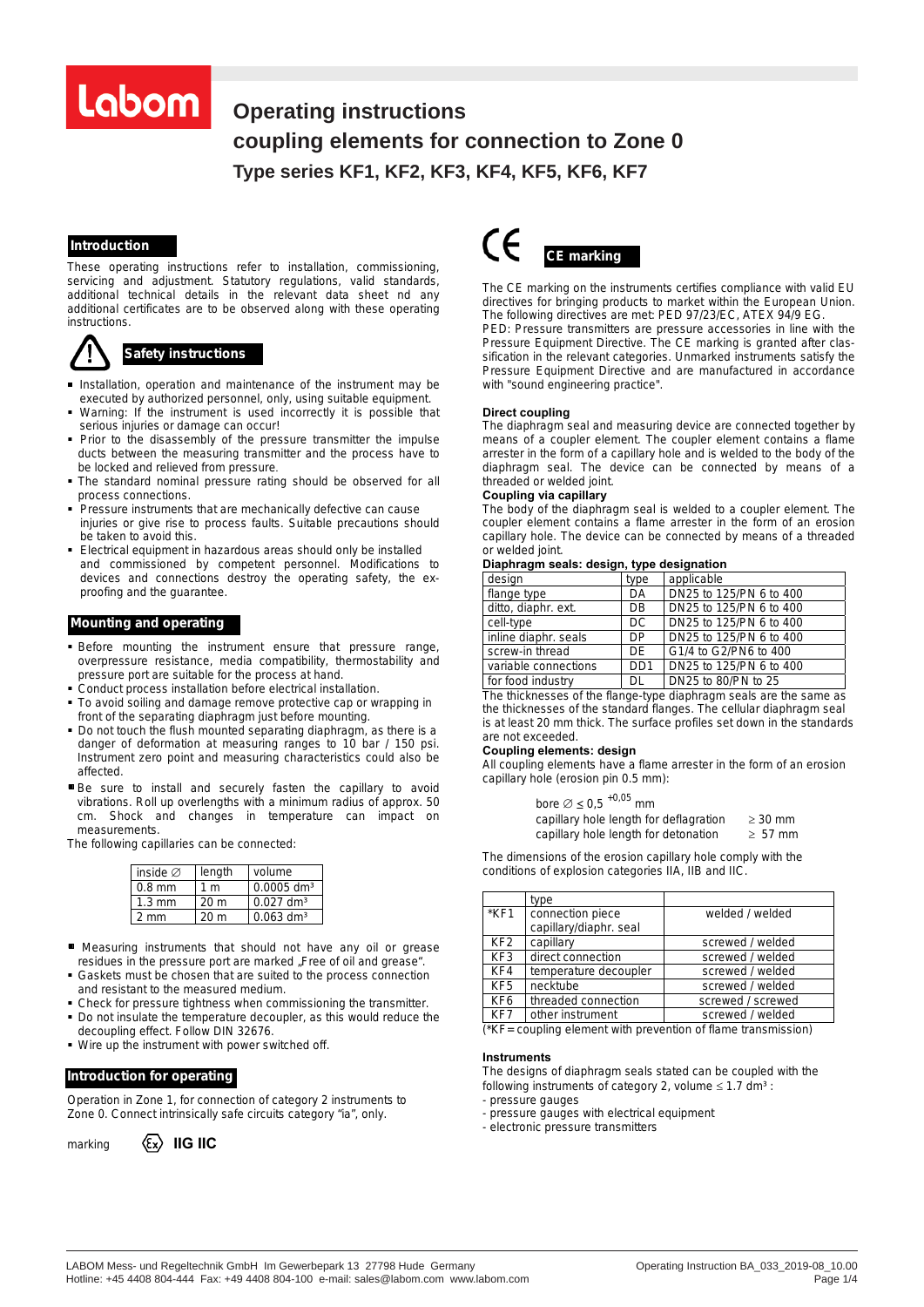Labom

# Operating instructions
# coupling elements for connection to Zone 0
## Type series KF1, KF2, KF3, KF4, KF5, KF6, KF7

### Introduction

These operating instructions refer to installation, commissioning, servicing and adjustment. Statutory regulations, valid standards, additional technical details in the relevant data sheet nd any additional certificates are to be observed along with these operating instructions.

### Safety instructions

- Installation, operation and maintenance of the instrument may be executed by authorized personnel, only, using suitable equipment.
- Warning: If the instrument is used incorrectly it is possible that serious injuries or damage can occur!
- Prior to the disassembly of the pressure transmitter the impulse ducts between the measuring transmitter and the process have to be locked and relieved from pressure.
- The standard nominal pressure rating should be observed for all process connections.
- Pressure instruments that are mechanically defective can cause injuries or give rise to process faults. Suitable precautions should be taken to avoid this.
- Electrical equipment in hazardous areas should only be installed and commissioned by competent personnel. Modifications to devices and connections destroy the operating safety, the ex-proofing and the guarantee.

### Mounting and operating

- Before mounting the instrument ensure that pressure range, overpressure resistance, media compatibility, thermostability and pressure port are suitable for the process at hand.
- Conduct process installation before electrical installation.
- To avoid soiling and damage remove protective cap or wrapping in front of the separating diaphragm just before mounting.
- Do not touch the flush mounted separating diaphragm, as there is a danger of deformation at measuring ranges to 10 bar / 150 psi. Instrument zero point and measuring characteristics could also be affected.
- Be sure to install and securely fasten the capillary to avoid vibrations. Roll up overlengths with a minimum radius of approx. 50 cm. Shock and changes in temperature can impact on measurements.

The following capillaries can be connected:

| inside ∅ | length | volume |
|---|---|---|
| 0.8 mm | 1 m | 0.0005 dm³ |
| 1.3 mm | 20 m | 0.027 dm³ |
| 2 mm | 20 m | 0.063 dm³ |

- Measuring instruments that should not have any oil or grease residues in the pressure port are marked „Free of oil and grease".
- Gaskets must be chosen that are suited to the process connection and resistant to the measured medium.
- Check for pressure tightness when commissioning the transmitter.
- Do not insulate the temperature decoupler, as this would reduce the decoupling effect. Follow DIN 32676.
- Wire up the instrument with power switched off.

### Introduction for operating

Operation in Zone 1, for connection of category 2 instruments to Zone 0. Connect intrinsically safe circuits category "ia", only.

marking ⟨Ex⟩ **IIG IIC**

### CE marking

The CE marking on the instruments certifies compliance with valid EU directives for bringing products to market within the European Union. The following directives are met: PED 97/23/EC, ATEX 94/9 EG.
PED: Pressure transmitters are pressure accessories in line with the Pressure Equipment Directive. The CE marking is granted after classification in the relevant categories. Unmarked instruments satisfy the Pressure Equipment Directive and are manufactured in accordance with "sound engineering practice".

**Direct coupling**
The diaphragm seal and measuring device are connected together by means of a coupler element. The coupler element contains a flame arrester in the form of a capillary hole and is welded to the body of the diaphragm seal. The device can be connected by means of a threaded or welded joint.

**Coupling via capillary**
The body of the diaphragm seal is welded to a coupler element. The coupler element contains a flame arrester in the form of an erosion capillary hole. The device can be connected by means of a threaded or welded joint.

**Diaphragm seals: design, type designation**

| design | type | applicable |
|---|---|---|
| flange type | DA | DN25 to 125/PN 6 to 400 |
| ditto, diaphr. ext. | DB | DN25 to 125/PN 6 to 400 |
| cell-type | DC | DN25 to 125/PN 6 to 400 |
| inline diaphr. seals | DP | DN25 to 125/PN 6 to 400 |
| screw-in thread | DE | G1/4 to G2/PN6 to 400 |
| variable connections | DD1 | DN25 to 125/PN 6 to 400 |
| for food industry | DL | DN25 to 80/PN to 25 |

The thicknesses of the flange-type diaphragm seals are the same as the thicknesses of the standard flanges. The cellular diaphragm seal is at least 20 mm thick. The surface profiles set down in the standards are not exceeded.

**Coupling elements: design**
All coupling elements have a flame arrester in the form of an erosion capillary hole (erosion pin 0.5 mm):

bore $\varnothing \leq 0{,}5^{+0{,}05}$ mm
capillary hole length for deflagration ≥ 30 mm
capillary hole length for detonation ≥ 57 mm

The dimensions of the erosion capillary hole comply with the conditions of explosion categories IIA, IIB and IIC.

| | type | |
|---|---|---|
| *KF1 | connection piece capillary/diaphr. seal | welded / welded |
| KF2 | capillary | screwed / welded |
| KF3 | direct connection | screwed / welded |
| KF4 | temperature decoupler | screwed / welded |
| KF5 | necktube | screwed / welded |
| KF6 | threaded connection | screwed / screwed |
| KF7 | other instrument | screwed / welded |

(*KF = coupling element with prevention of flame transmission)

**Instruments**
The designs of diaphragm seals stated can be coupled with the following instruments of category 2, volume ≤ 1.7 dm³ :
- pressure gauges
- pressure gauges with electrical equipment
- electronic pressure transmitters

LABOM Mess- und Regeltechnik GmbH Im Gewerbepark 13 27798 Hude Germany
Hotline: +45 4408 804-444 Fax: +49 4408 804-100 e-mail: sales@labom.com www.labom.com

Operating Instruction BA_033_2019-08_10.00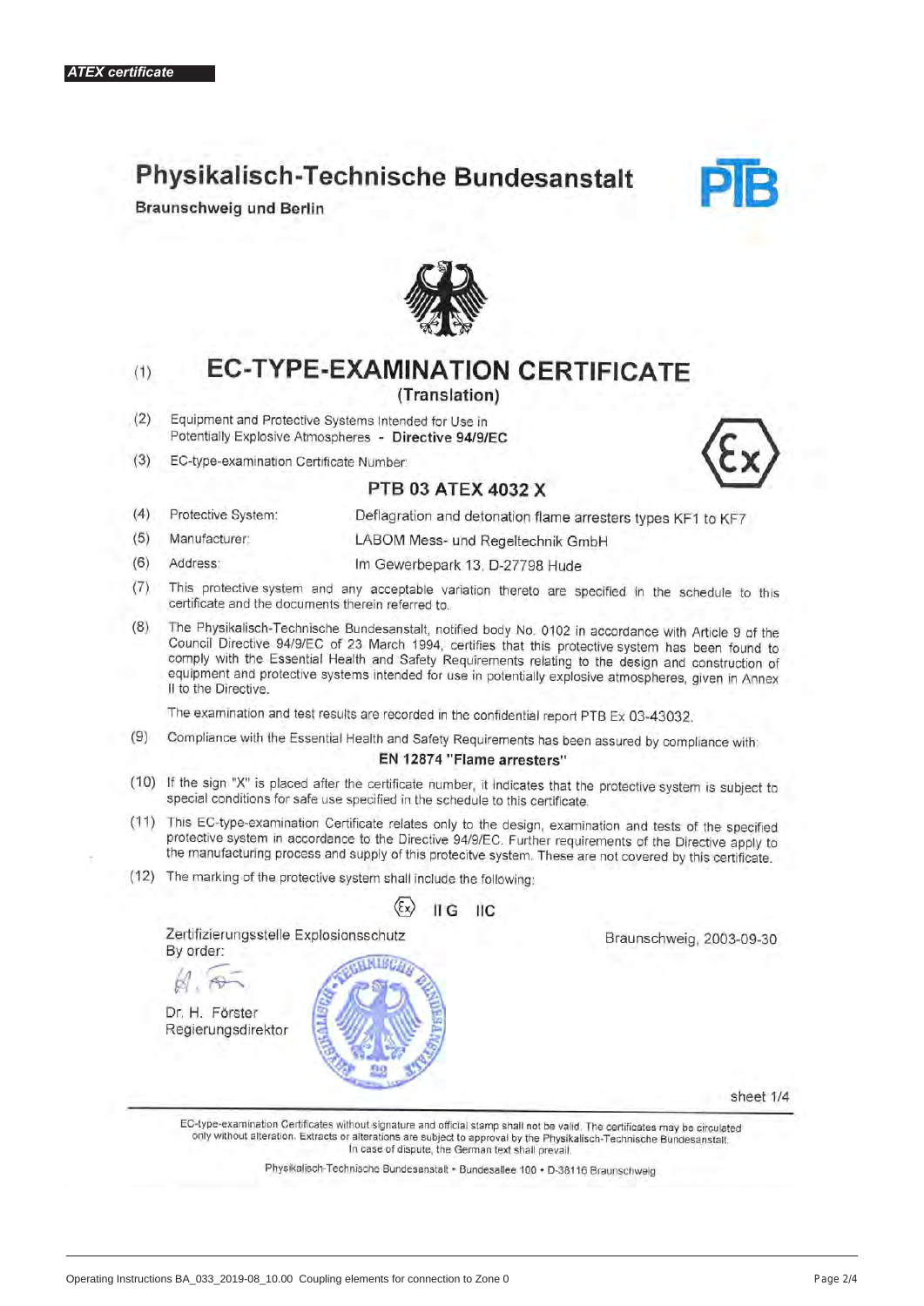*ATEX certificate*

# Physikalisch-Technische Bundesanstalt

**Braunschweig und Berlin**

PTB

(1) **EC-TYPE-EXAMINATION CERTIFICATE**
**(Translation)**

(2) Equipment and Protective Systems Intended for Use in Potentially Explosive Atmospheres - **Directive 94/9/EC**

(3) EC-type-examination Certificate Number:

**PTB 03 ATEX 4032 X**

(4) Protective System: Deflagration and detonation flame arresters types KF1 to KF7

(5) Manufacturer: LABOM Mess- und Regeltechnik GmbH

(6) Address: Im Gewerbepark 13, D-27798 Hude

(7) This protective system and any acceptable variation thereto are specified in the schedule to this certificate and the documents therein referred to.

(8) The Physikalisch-Technische Bundesanstalt, notified body No. 0102 in accordance with Article 9 of the Council Directive 94/9/EC of 23 March 1994, certifies that this protective system has been found to comply with the Essential Health and Safety Requirements relating to the design and construction of equipment and protective systems intended for use in potentially explosive atmospheres, given in Annex II to the Directive.

The examination and test results are recorded in the confidential report PTB Ex 03-43032.

(9) Compliance with the Essential Health and Safety Requirements has been assured by compliance with:

**EN 12874 "Flame arresters"**

(10) If the sign "X" is placed after the certificate number, it indicates that the protective system is subject to special conditions for safe use specified in the schedule to this certificate.

(11) This EC-type-examination Certificate relates only to the design, examination and tests of the specified protective system in accordance to the Directive 94/9/EC. Further requirements of the Directive apply to the manufacturing process and supply of this protective system. These are not covered by this certificate.

(12) The marking of the protective system shall include the following:

Ex II G IIC

Zertifizierungsstelle Explosionsschutz
By order:

Dr. H. Förster
Regierungsdirektor

Braunschweig, 2003-09-30

sheet 1/4

EC-type-examination Certificates without signature and official stamp shall not be valid. The certificates may be circulated only without alteration. Extracts or alterations are subject to approval by the Physikalisch-Technische Bundesanstalt. In case of dispute, the German text shall prevail.

Physikalisch-Technische Bundesanstalt • Bundesallee 100 • D-38116 Braunschweig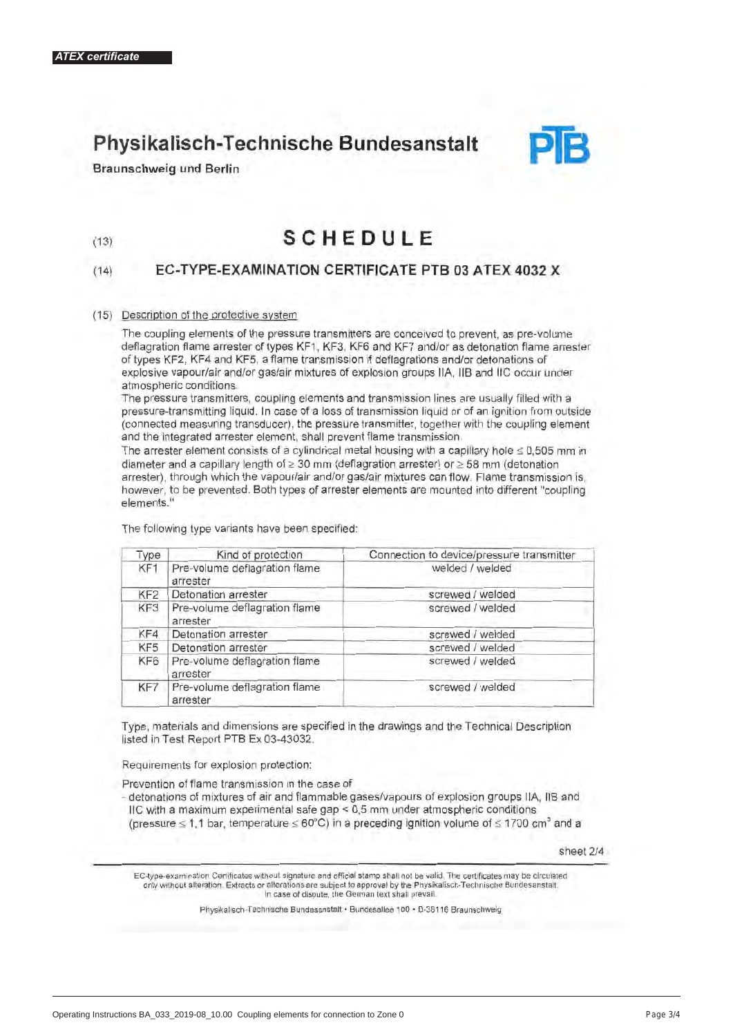*ATEX certificate*

# Physikalisch-Technische Bundesanstalt

**Braunschweig und Berlin**

(13)

## SCHEDULE

(14)

### EC-TYPE-EXAMINATION CERTIFICATE PTB 03 ATEX 4032 X

(15) Description of the protective system

The coupling elements of the pressure transmitters are conceived to prevent, as pre-volume deflagration flame arrester of types KF1, KF3, KF6 and KF7 and/or as detonation flame arrester of types KF2, KF4 and KF5, a flame transmission if deflagrations and/or detonations of explosive vapour/air and/or gas/air mixtures of explosion groups IIA, IIB and IIC occur under atmospheric conditions.
The pressure transmitters, coupling elements and transmission lines are usually filled with a pressure-transmitting liquid. In case of a loss of transmission liquid or of an ignition from outside (connected measuring transducer), the pressure transmitter, together with the coupling element and the integrated arrester element, shall prevent flame transmission.
The arrester element consists of a cylindrical metal housing with a capillary hole ≤ 0,505 mm in diameter and a capillary length of ≥ 30 mm (deflagration arrester) or ≥ 58 mm (detonation arrester), through which the vapour/air and/or gas/air mixtures can flow. Flame transmission is, however, to be prevented. Both types of arrester elements are mounted into different "coupling elements."

The following type variants have been specified:

| Type | Kind of protection | Connection to device/pressure transmitter |
|---|---|---|
| KF1 | Pre-volume deflagration flame arrester | welded / welded |
| KF2 | Detonation arrester | screwed / welded |
| KF3 | Pre-volume deflagration flame arrester | screwed / welded |
| KF4 | Detonation arrester | screwed / welded |
| KF5 | Detonation arrester | screwed / welded |
| KF6 | Pre-volume deflagration flame arrester | screwed / welded |
| KF7 | Pre-volume deflagration flame arrester | screwed / welded |

Type, materials and dimensions are specified in the drawings and the Technical Description listed in Test Report PTB Ex 03-43032.

Requirements for explosion protection:

Prevention of flame transmission in the case of

- detonations of mixtures of air and flammable gases/vapours of explosion groups IIA, IIB and IIC with a maximum experimental safe gap < 0,5 mm under atmospheric conditions (pressure ≤ 1,1 bar, temperature ≤ 60°C) in a preceding ignition volume of ≤ 1700 $cm^3$ and a

sheet 2/4

EC-type-examination Certificates without signature and official stamp shall not be valid. The certificates may be circulated only without alteration. Extracts or alterations are subject to approval by the Physikalisch-Technische Bundesanstalt. In case of dispute, the German text shall prevail.

Physikalisch-Technische Bundesanstalt • Bundesallee 100 • D-38116 Braunschweig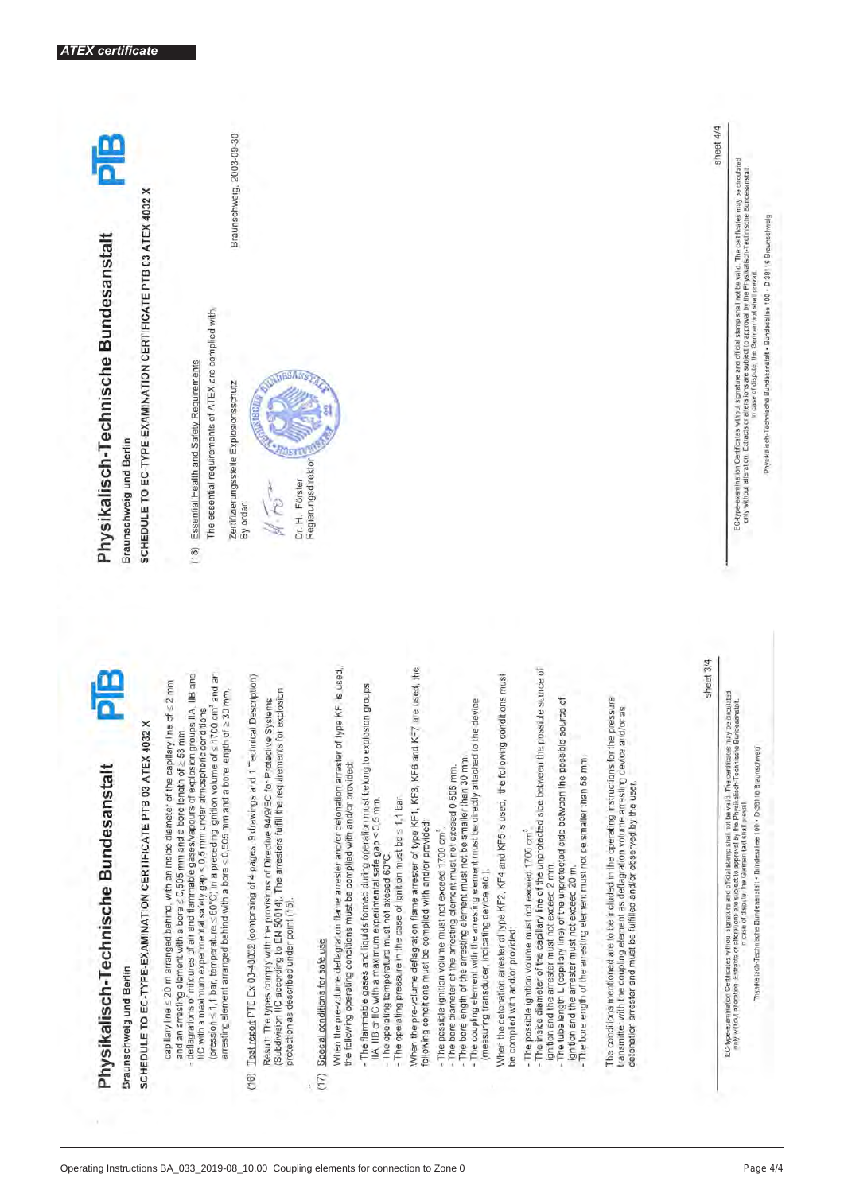*ATEX certificate*

# Physikalisch-Technische Bundesanstalt

Braunschweig und Berlin

## SCHEDULE TO EC-TYPE-EXAMINATION CERTIFICATE PTB 03 ATEX 4032 X

capillary line ≤ 20 m arranged behind, with an inside diameter of the capillary line of ≤ 2 mm and an arresting element with a bore ≤ 0,505 mm and a bore length of ≥ 58 mm.

- deflagrations of mixtures of air and flammable gases/vapours of explosion groups IIA, IIB and IIC with a maximum experimental safety gap < 0,5 mm under atmospheric conditions (pressure ≤ 1,1 bar, temperature ≤ 60°C) in a preceding ignition volume of ≤ 1700 $cm^3$ and an arresting element arranged behind with a bore ≤ 0,505 mm and a bore length of ≥ 30 mm.

(16) Test report PTB Ex 03-43032 (comprising of 4 pages, 9 drawings and 1 Technical Description)

Result: The types comply with the provisions of Directive 94/9/EC for Protective Systems (Subdivision IIC according to EN 50014). The arresters fulfill the requirements for explosion protection as described under point (15).

(17) Special conditions for safe use

When the pre-volume deflagration flame arrester and/or detonation arrester of type KF.. is used, the following operating conditions must be complied with and/or provided:

- The flammable gases and liquids formed during operation must belong to explosion groups IIA, IIB or IIC with a maximum experimental safe gap < 0,5 mm.
- The operating temperature must not exceed 60°C.
- The operating pressure in the case of ignition must be ≤ 1,1 bar.

When the pre-volume deflagration flame arrester of type KF1, KF3, KF6 and KF7 are used, the following conditions must be complied with and/or provided:

- The possible ignition volume must not exceed 1700 $cm^3$.
- The bore diameter of the arresting element must not exceed 0,505 mm.
- The bore length of the arresting element must not be smaller than 30 mm.
- The coupling element with the arresting element must be directly attached to the device (measuring transducer, indicating device etc.).

When the detonation arrester of type KF2, KF4 and KF5 is used, the following conditions must be complied with and/or provided:

- The possible ignition volume must not exceed 1700 $cm^3$.
- The inside diameter of the capillary line of the unprotected side between the possible source of ignition and the arrester must not exceed 2 mm.
- The tube length L (capillary line) of the unprotected side between the possible source of ignition and the arrester must not exceed 20 m.
- The bore length of the arresting element must not be smaller than 58 mm.

The conditions mentioned are to be included in the operating instructions for the pressure transmitter with the coupling element as deflagration volume arresting device and/or as detonation arrester and must be fulfilled and/or observed by the user.

EC-type-examination Certificates without signature and official stamp shall not be valid. The certificates may be circulated only without alteration. Extracts or alterations are subject to approval by the Physikalisch-Technische Bundesanstalt. In case of dispute, the German text shall prevail.

Physikalisch-Technische Bundesanstalt • Bundesallee 100 • D-38116 Braunschweig

sheet 3/4

# Physikalisch-Technische Bundesanstalt

Braunschweig und Berlin

## SCHEDULE TO EC-TYPE-EXAMINATION CERTIFICATE PTB 03 ATEX 4032 X

(18) Essential Health and Safety Requirements

The essential requirements of ATEX are complied with.

Zertifizierungsstelle Explosionsschutz
By order:

Braunschweig, 2003-09-30

Dr. H. Förster
Regierungsdirektor

EC-type-examination Certificates without signature and official stamp shall not be valid. The certificates may be circulated only without alteration. Extracts or alterations are subject to approval by the Physikalisch-Technische Bundesanstalt. In case of dispute, the German text shall prevail.

Physikalisch-Technische Bundesanstalt • Bundesallee 100 • D-38116 Braunschweig

sheet 4/4